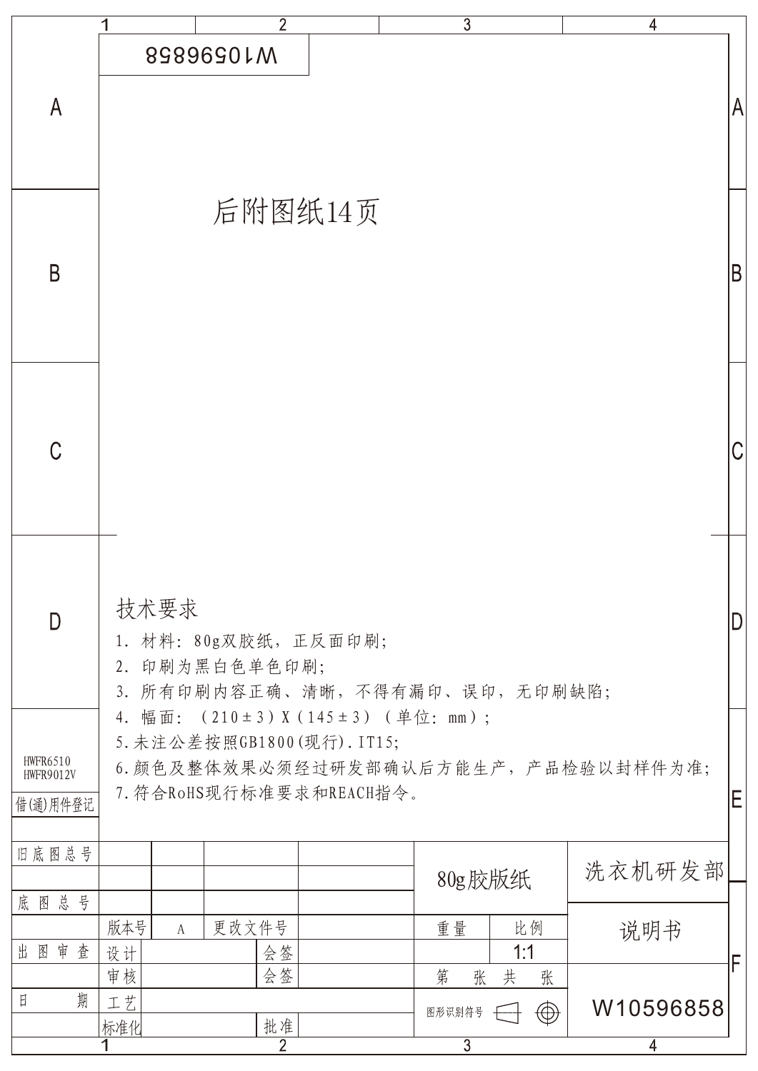W10596858

后附图纸14页

## 技术要求

1. 材料：80g双胶纸，正反面印刷；
2. 印刷为黑白色单色印刷；
3. 所有印刷内容正确、清晰，不得有漏印、误印，无印刷缺陷；
4. 幅面：（210±3）X（145±3）（单位：mm）；
5. 未注公差按照GB1800(现行).IT15;
6. 颜色及整体效果必须经过研发部确认后方能生产，产品检验以封样件为准；
7. 符合RoHS现行标准要求和REACH指令。

HWFR6510
HWFR9012V

借(通)用件登记

| | | | | | | |
|---|---|---|---|---|---|---|
| 旧底图总号 | | | | 80g胶版纸 | | 洗衣机研发部 |
| 底图总号 | | | | | | 说明书 |
| | 版本号 | A | 更改文件号 | 重量 | 比例 | |
| 出图审查 | 设计 | | 会签 | | 1:1 | |
| | 审核 | | 会签 | 第 张 共 张 | | W10596858 |
| 日 期 | 工艺 | | | 图形识别符号 | | |
| | 标准化 | | 批准 | | | |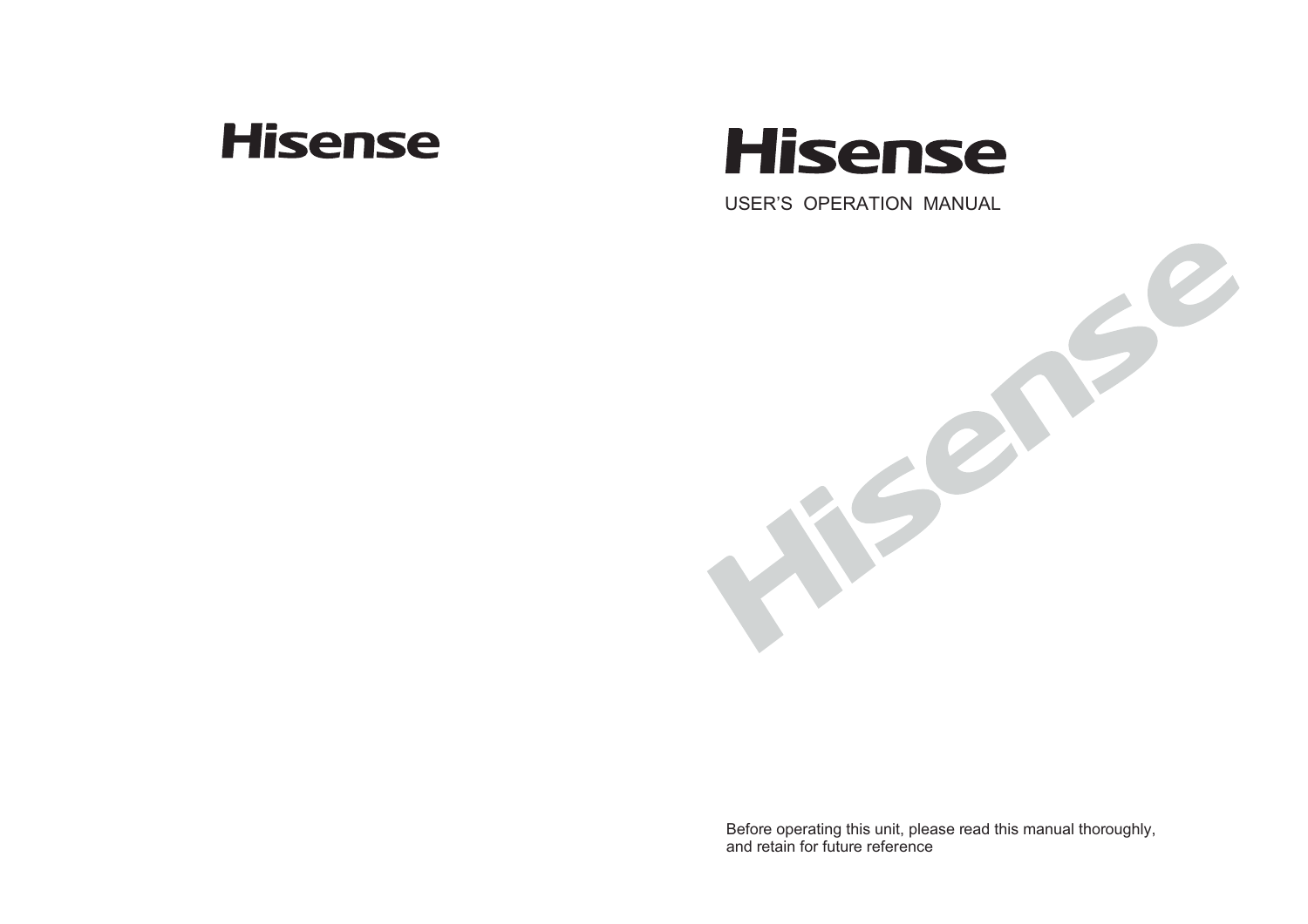Hisense

# Hisense

USER'S OPERATION MANUAL

Hisense

Before operating this unit, please read this manual thoroughly, and retain for future reference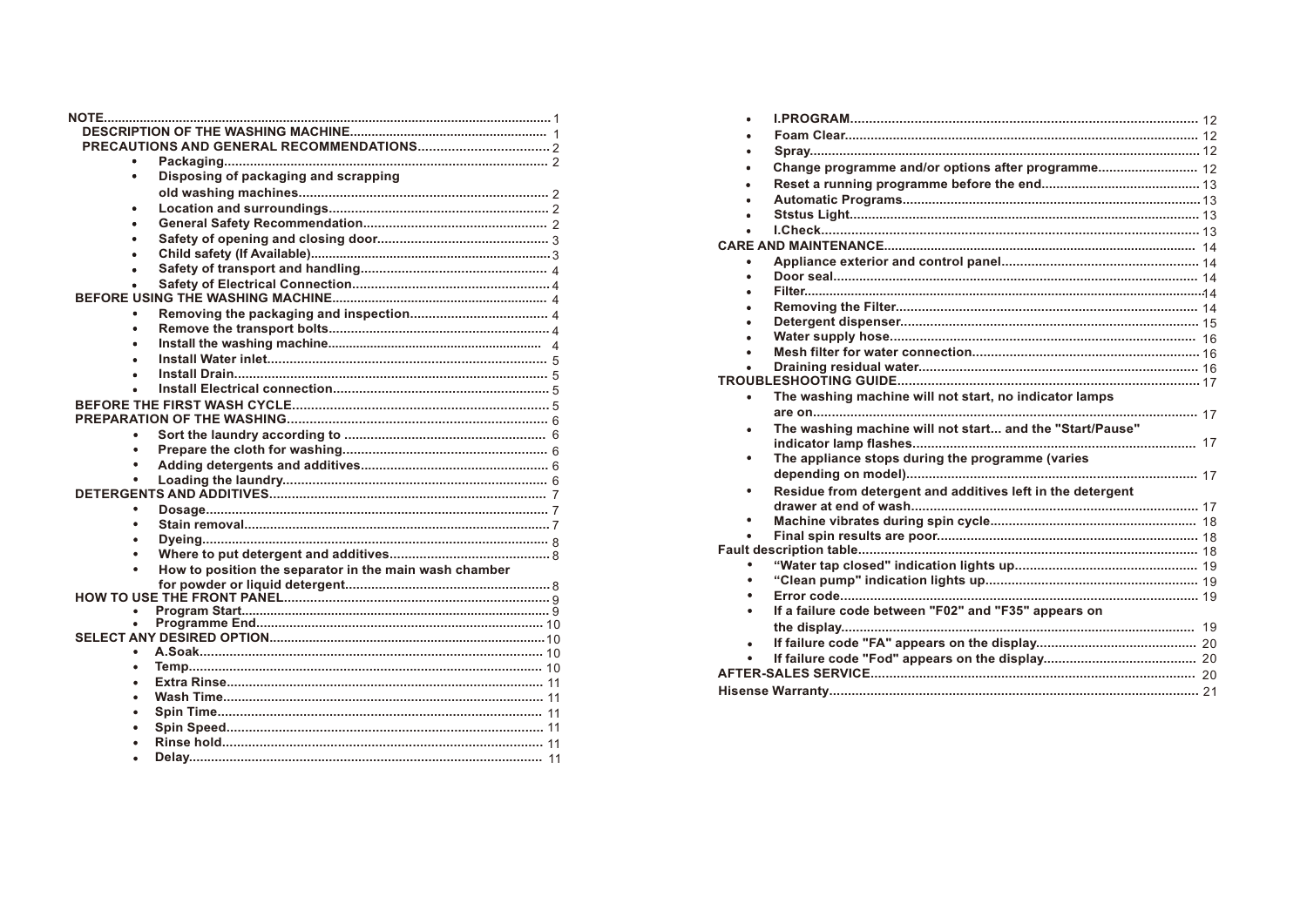- **NOTE** ..... 1
  - **DESCRIPTION OF THE WASHING MACHINE** ..... 1
  - **PRECAUTIONS AND GENERAL RECOMMENDATIONS** ..... 2
    - **Packaging** ..... 2
    - **Disposing of packaging and scrapping old washing machines** ..... 2
    - **Location and surroundings** ..... 2
    - **General Safety Recommendation** ..... 2
    - **Safety of opening and closing door** ..... 3
    - **Child safety (If Available)** ..... 3
    - **Safety of transport and handling** ..... 4
    - **Safety of Electrical Connection** ..... 4
- **BEFORE USING THE WASHING MACHINE** ..... 4
  - **Removing the packaging and inspection** ..... 4
  - **Remove the transport bolts** ..... 4
  - **Install the washing machine** ..... 4
  - **Install Water inlet** ..... 5
  - **Install Drain** ..... 5
  - **Install Electrical connection** ..... 5
- **BEFORE THE FIRST WASH CYCLE** ..... 5
- **PREPARATION OF THE WASHING** ..... 6
  - **Sort the laundry according to** ..... 6
  - **Prepare the cloth for washing** ..... 6
  - **Adding detergents and additives** ..... 6
  - **Loading the laundry** ..... 6
- **DETERGENTS AND ADDITIVES** ..... 7
  - **Dosage** ..... 7
  - **Stain removal** ..... 7
  - **Dyeing** ..... 8
  - **Where to put detergent and additives** ..... 8
  - **How to position the separator in the main wash chamber for powder or liquid detergent** ..... 8
- **HOW TO USE THE FRONT PANEL** ..... 9
  - **Program Start** ..... 9
  - **Programme End** ..... 10
- **SELECT ANY DESIRED OPTION** ..... 10
  - **A.Soak** ..... 10
  - **Temp** ..... 10
  - **Extra Rinse** ..... 11
  - **Wash Time** ..... 11
  - **Spin Time** ..... 11
  - **Spin Speed** ..... 11
  - **Rinse hold** ..... 11
  - **Delay** ..... 11
  - **I.PROGRAM** ..... 12
  - **Foam Clear** ..... 12
  - **Spray** ..... 12
  - **Change programme and/or options after programme** ..... 12
  - **Reset a running programme before the end** ..... 13
  - **Automatic Programs** ..... 13
  - **Ststus Light** ..... 13
  - **I.Check** ..... 13
- **CARE AND MAINTENANCE** ..... 14
  - **Appliance exterior and control panel** ..... 14
  - **Door seal** ..... 14
  - **Filter** ..... 14
  - **Removing the Filter** ..... 14
  - **Detergent dispenser** ..... 15
  - **Water supply hose** ..... 16
  - **Mesh filter for water connection** ..... 16
  - **Draining residual water** ..... 16
- **TROUBLESHOOTING GUIDE** ..... 17
  - **The washing machine will not start, no indicator lamps are on** ..... 17
  - **The washing machine will not start... and the "Start/Pause" indicator lamp flashes** ..... 17
  - **The appliance stops during the programme (varies depending on model)** ..... 17
  - **Residue from detergent and additives left in the detergent drawer at end of wash** ..... 17
  - **Machine vibrates during spin cycle** ..... 18
  - **Final spin results are poor** ..... 18
- **Fault description table** ..... 18
  - **"Water tap closed" indication lights up** ..... 19
  - **"Clean pump" indication lights up** ..... 19
  - **Error code** ..... 19
  - **If a failure code between "F02" and "F35" appears on the display** ..... 19
  - **If failure code "FA" appears on the display** ..... 20
  - **If failure code "Fod" appears on the display** ..... 20
- **AFTER-SALES SERVICE** ..... 20
- **Hisense Warranty** ..... 21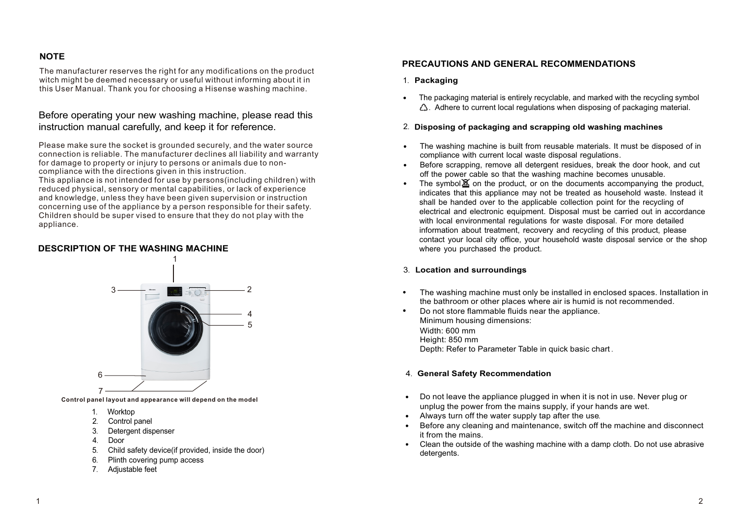## NOTE

The manufacturer reserves the right for any modifications on the product witch might be deemed necessary or useful without informing about it in this User Manual. Thank you for choosing a Hisense washing machine.

Before operating your new washing machine, please read this instruction manual carefully, and keep it for reference.

Please make sure the socket is grounded securely, and the water source connection is reliable. The manufacturer declines all liability and warranty for damage to property or injury to persons or animals due to non-compliance with the directions given in this instruction.
This appliance is not intended for use by persons(including children) with reduced physical, sensory or mental capabilities, or lack of experience and knowledge, unless they have been given supervision or instruction concerning use of the appliance by a person responsible for their safety. Children should be super vised to ensure that they do not play with the appliance.

## DESCRIPTION OF THE WASHING MACHINE

**Control panel layout and appearance will depend on the model**

1. Worktop
2. Control panel
3. Detergent dispenser
4. Door
5. Child safety device(if provided, inside the door)
6. Plinth covering pump access
7. Adjustable feet

## PRECAUTIONS AND GENERAL RECOMMENDATIONS

### 1. Packaging

- The packaging material is entirely recyclable, and marked with the recycling symbol ♲. Adhere to current local regulations when disposing of packaging material.

### 2. Disposing of packaging and scrapping old washing machines

- The washing machine is built from reusable materials. It must be disposed of in compliance with current local waste disposal regulations.
- Before scrapping, remove all detergent residues, break the door hook, and cut off the power cable so that the washing machine becomes unusable.
- The symbol on the product, or on the documents accompanying the product, indicates that this appliance may not be treated as household waste. Instead it shall be handed over to the applicable collection point for the recycling of electrical and electronic equipment. Disposal must be carried out in accordance with local environmental regulations for waste disposal. For more detailed information about treatment, recovery and recycling of this product, please contact your local city office, your household waste disposal service or the shop where you purchased the product.

### 3. Location and surroundings

- The washing machine must only be installed in enclosed spaces. Installation in the bathroom or other places where air is humid is not recommended.
- Do not store flammable fluids near the appliance.
  Minimum housing dimensions:
  Width: 600 mm
  Height: 850 mm
  Depth: Refer to Parameter Table in quick basic chart.

### 4. General Safety Recommendation

- Do not leave the appliance plugged in when it is not in use. Never plug or unplug the power from the mains supply, if your hands are wet.
- Always turn off the water supply tap after the use.
- Before any cleaning and maintenance, switch off the machine and disconnect it from the mains.
- Clean the outside of the washing machine with a damp cloth. Do not use abrasive detergents.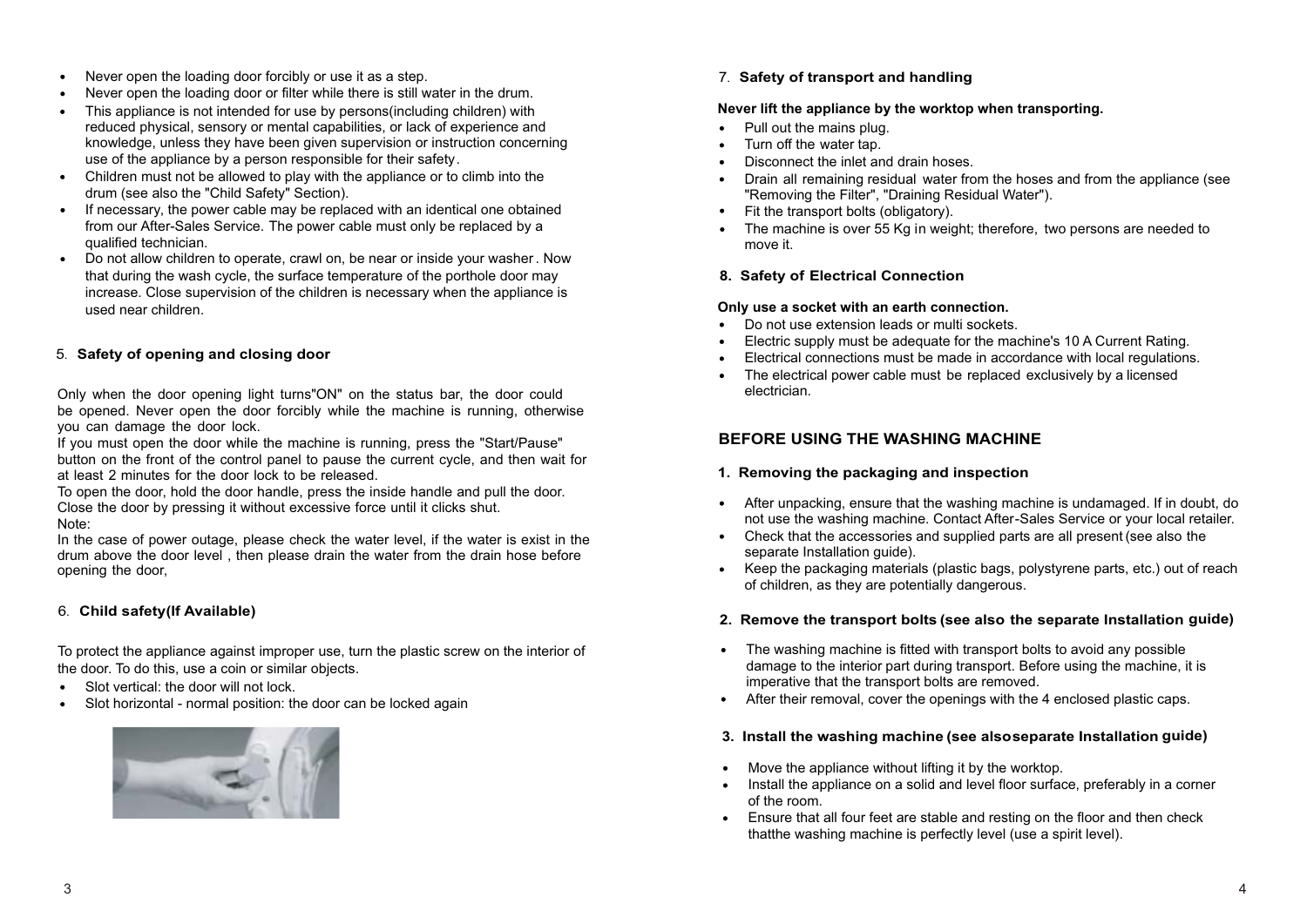- Never open the loading door forcibly or use it as a step.
- Never open the loading door or filter while there is still water in the drum.
- This appliance is not intended for use by persons(including children) with reduced physical, sensory or mental capabilities, or lack of experience and knowledge, unless they have been given supervision or instruction concerning use of the appliance by a person responsible for their safety.
- Children must not be allowed to play with the appliance or to climb into the drum (see also the "Child Safety" Section).
- If necessary, the power cable may be replaced with an identical one obtained from our After-Sales Service. The power cable must only be replaced by a qualified technician.
- Do not allow children to operate, crawl on, be near or inside your washer. Now that during the wash cycle, the surface temperature of the porthole door may increase. Close supervision of the children is necessary when the appliance is used near children.

### 5. Safety of opening and closing door

Only when the door opening light turns"ON" on the status bar, the door could be opened. Never open the door forcibly while the machine is running, otherwise you can damage the door lock.

If you must open the door while the machine is running, press the "Start/Pause" button on the front of the control panel to pause the current cycle, and then wait for at least 2 minutes for the door lock to be released.

To open the door, hold the door handle, press the inside handle and pull the door. Close the door by pressing it without excessive force until it clicks shut.

Note:

In the case of power outage, please check the water level, if the water is exist in the drum above the door level , then please drain the water from the drain hose before opening the door,

### 6. Child safety(If Available)

To protect the appliance against improper use, turn the plastic screw on the interior of the door. To do this, use a coin or similar objects.

- Slot vertical: the door will not lock.
- Slot horizontal - normal position: the door can be locked again

### 7. Safety of transport and handling

**Never lift the appliance by the worktop when transporting.**

- Pull out the mains plug.
- Turn off the water tap.
- Disconnect the inlet and drain hoses.
- Drain all remaining residual water from the hoses and from the appliance (see "Removing the Filter", "Draining Residual Water").
- Fit the transport bolts (obligatory).
- The machine is over 55 Kg in weight; therefore, two persons are needed to move it.

### 8. Safety of Electrical Connection

**Only use a socket with an earth connection.**

- Do not use extension leads or multi sockets.
- Electric supply must be adequate for the machine's 10 A Current Rating.
- Electrical connections must be made in accordance with local regulations.
- The electrical power cable must be replaced exclusively by a licensed electrician.

## BEFORE USING THE WASHING MACHINE

### 1. Removing the packaging and inspection

- After unpacking, ensure that the washing machine is undamaged. If in doubt, do not use the washing machine. Contact After-Sales Service or your local retailer.
- Check that the accessories and supplied parts are all present (see also the separate Installation guide).
- Keep the packaging materials (plastic bags, polystyrene parts, etc.) out of reach of children, as they are potentially dangerous.

### 2. Remove the transport bolts (see also the separate Installation guide)

- The washing machine is fitted with transport bolts to avoid any possible damage to the interior part during transport. Before using the machine, it is imperative that the transport bolts are removed.
- After their removal, cover the openings with the 4 enclosed plastic caps.

### 3. Install the washing machine (see alsoseparate Installation guide)

- Move the appliance without lifting it by the worktop.
- Install the appliance on a solid and level floor surface, preferably in a corner of the room.
- Ensure that all four feet are stable and resting on the floor and then check thatthe washing machine is perfectly level (use a spirit level).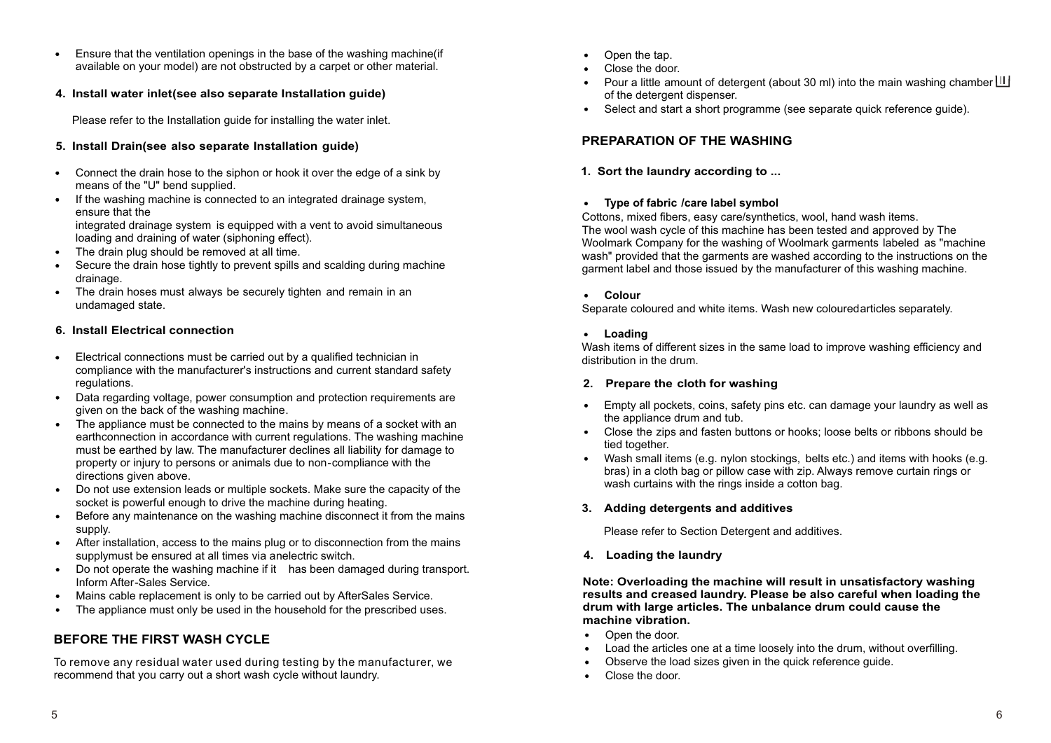- Ensure that the ventilation openings in the base of the washing machine(if available on your model) are not obstructed by a carpet or other material.

### 4. Install water inlet(see also separate Installation guide)

Please refer to the Installation guide for installing the water inlet.

### 5. Install Drain(see also separate Installation guide)

- Connect the drain hose to the siphon or hook it over the edge of a sink by means of the "U" bend supplied.
- If the washing machine is connected to an integrated drainage system, ensure that the integrated drainage system is equipped with a vent to avoid simultaneous loading and draining of water (siphoning effect).
- The drain plug should be removed at all time.
- Secure the drain hose tightly to prevent spills and scalding during machine drainage.
- The drain hoses must always be securely tighten and remain in an undamaged state.

### 6. Install Electrical connection

- Electrical connections must be carried out by a qualified technician in compliance with the manufacturer's instructions and current standard safety regulations.
- Data regarding voltage, power consumption and protection requirements are given on the back of the washing machine.
- The appliance must be connected to the mains by means of a socket with an earthconnection in accordance with current regulations. The washing machine must be earthed by law. The manufacturer declines all liability for damage to property or injury to persons or animals due to non-compliance with the directions given above.
- Do not use extension leads or multiple sockets. Make sure the capacity of the socket is powerful enough to drive the machine during heating.
- Before any maintenance on the washing machine disconnect it from the mains supply.
- After installation, access to the mains plug or to disconnection from the mains supplymust be ensured at all times via anelectric switch.
- Do not operate the washing machine if it has been damaged during transport. Inform After-Sales Service.
- Mains cable replacement is only to be carried out by AfterSales Service.
- The appliance must only be used in the household for the prescribed uses.

## BEFORE THE FIRST WASH CYCLE

To remove any residual water used during testing by the manufacturer, we recommend that you carry out a short wash cycle without laundry.

- Open the tap.
- Close the door.
- Pour a little amount of detergent (about 30 ml) into the main washing chamber II of the detergent dispenser.
- Select and start a short programme (see separate quick reference guide).

## PREPARATION OF THE WASHING

### 1. Sort the laundry according to ...

- **Type of fabric /care label symbol**

Cottons, mixed fibers, easy care/synthetics, wool, hand wash items.
The wool wash cycle of this machine has been tested and approved by The Woolmark Company for the washing of Woolmark garments labeled as "machine wash" provided that the garments are washed according to the instructions on the garment label and those issued by the manufacturer of this washing machine.

- **Colour**

Separate coloured and white items. Wash new colouredarticles separately.

- **Loading**

Wash items of different sizes in the same load to improve washing efficiency and distribution in the drum.

### 2. Prepare the cloth for washing

- Empty all pockets, coins, safety pins etc. can damage your laundry as well as the appliance drum and tub.
- Close the zips and fasten buttons or hooks; loose belts or ribbons should be tied together.
- Wash small items (e.g. nylon stockings, belts etc.) and items with hooks (e.g. bras) in a cloth bag or pillow case with zip. Always remove curtain rings or wash curtains with the rings inside a cotton bag.

### 3. Adding detergents and additives

Please refer to Section Detergent and additives.

### 4. Loading the laundry

**Note: Overloading the machine will result in unsatisfactory washing results and creased laundry. Please be also careful when loading the drum with large articles. The unbalance drum could cause the machine vibration.**

- Open the door.
- Load the articles one at a time loosely into the drum, without overfilling.
- Observe the load sizes given in the quick reference guide.
- Close the door.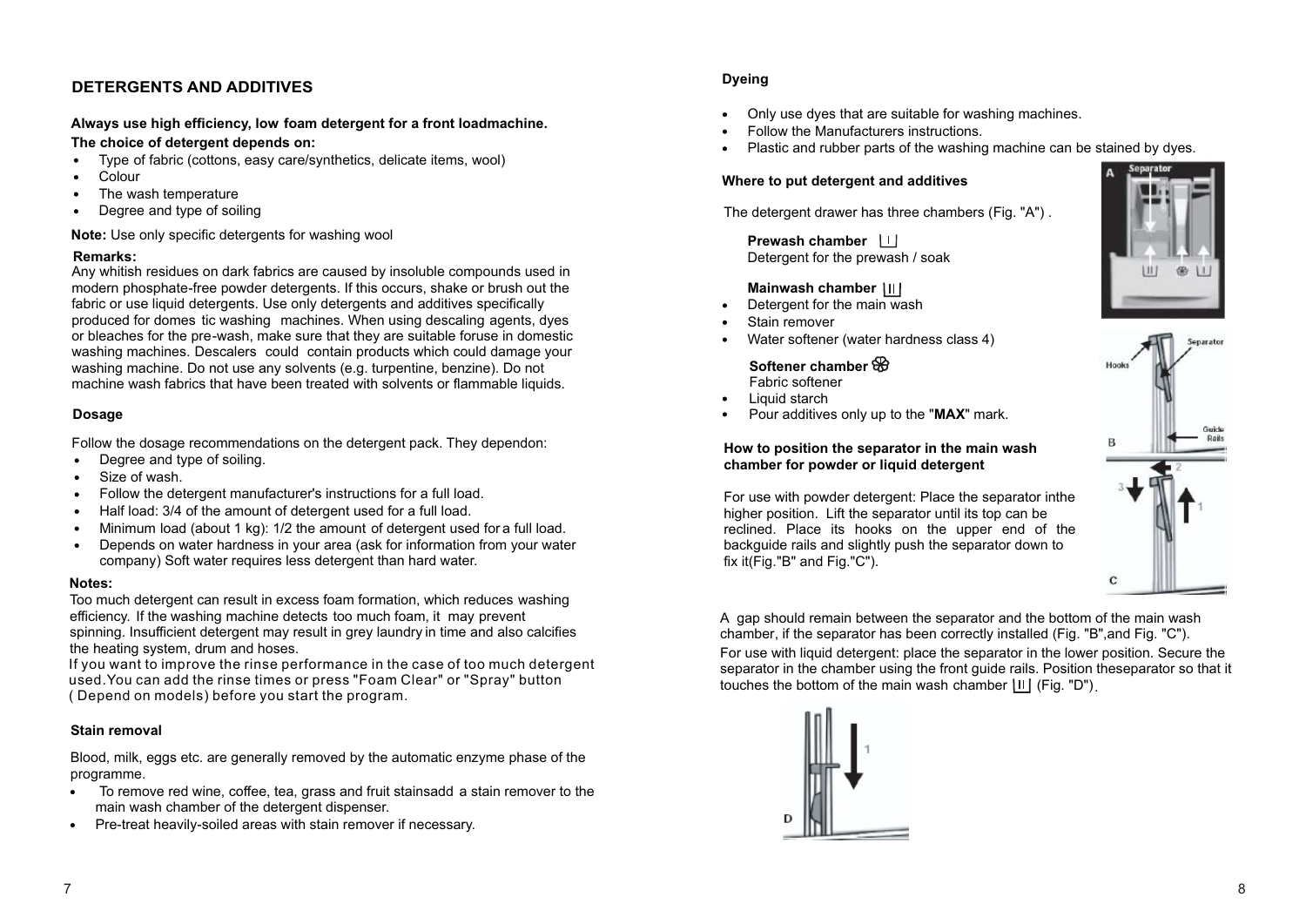## DETERGENTS AND ADDITIVES

**Always use high efficiency, low foam detergent for a front loadmachine.**

**The choice of detergent depends on:**

- Type of fabric (cottons, easy care/synthetics, delicate items, wool)
- Colour
- The wash temperature
- Degree and type of soiling

**Note:** Use only specific detergents for washing wool

**Remarks:**
Any whitish residues on dark fabrics are caused by insoluble compounds used in modern phosphate-free powder detergents. If this occurs, shake or brush out the fabric or use liquid detergents. Use only detergents and additives specifically produced for domes tic washing machines. When using descaling agents, dyes or bleaches for the pre-wash, make sure that they are suitable foruse in domestic washing machines. Descalers could contain products which could damage your washing machine. Do not use any solvents (e.g. turpentine, benzine). Do not machine wash fabrics that have been treated with solvents or flammable liquids.

### Dosage

Follow the dosage recommendations on the detergent pack. They dependon:

- Degree and type of soiling.
- Size of wash.
- Follow the detergent manufacturer's instructions for a full load.
- Half load: 3/4 of the amount of detergent used for a full load.
- Minimum load (about 1 kg): 1/2 the amount of detergent used for a full load.
- Depends on water hardness in your area (ask for information from your water company) Soft water requires less detergent than hard water.

**Notes:**
Too much detergent can result in excess foam formation, which reduces washing efficiency. If the washing machine detects too much foam, it may prevent spinning. Insufficient detergent may result in grey laundry in time and also calcifies the heating system, drum and hoses.
If you want to improve the rinse performance in the case of too much detergent used.You can add the rinse times or press "Foam Clear" or "Spray" button ( Depend on models) before you start the program.

### Stain removal

Blood, milk, eggs etc. are generally removed by the automatic enzyme phase of the programme.

- To remove red wine, coffee, tea, grass and fruit stainsadd a stain remover to the main wash chamber of the detergent dispenser.
- Pre-treat heavily-soiled areas with stain remover if necessary.

### Dyeing

- Only use dyes that are suitable for washing machines.
- Follow the Manufacturers instructions.
- Plastic and rubber parts of the washing machine can be stained by dyes.

### Where to put detergent and additives

The detergent drawer has three chambers (Fig. "A") .

**Prewash chamber** I
Detergent for the prewash / soak

**Mainwash chamber** II

- Detergent for the main wash
- Stain remover
- Water softener (water hardness class 4)

**Softener chamber**
Fabric softener

- Liquid starch
- Pour additives only up to the "**MAX**" mark.

### How to position the separator in the main wash chamber for powder or liquid detergent

For use with powder detergent: Place the separator inthe higher position. Lift the separator until its top can be reclined. Place its hooks on the upper end of the backguide rails and slightly push the separator down to fix it(Fig."B" and Fig."C").

A gap should remain between the separator and the bottom of the main wash chamber, if the separator has been correctly installed (Fig. "B",and Fig. "C").
For use with liquid detergent: place the separator in the lower position. Secure the separator in the chamber using the front guide rails. Position theseparator so that it touches the bottom of the main wash chamber II (Fig. "D").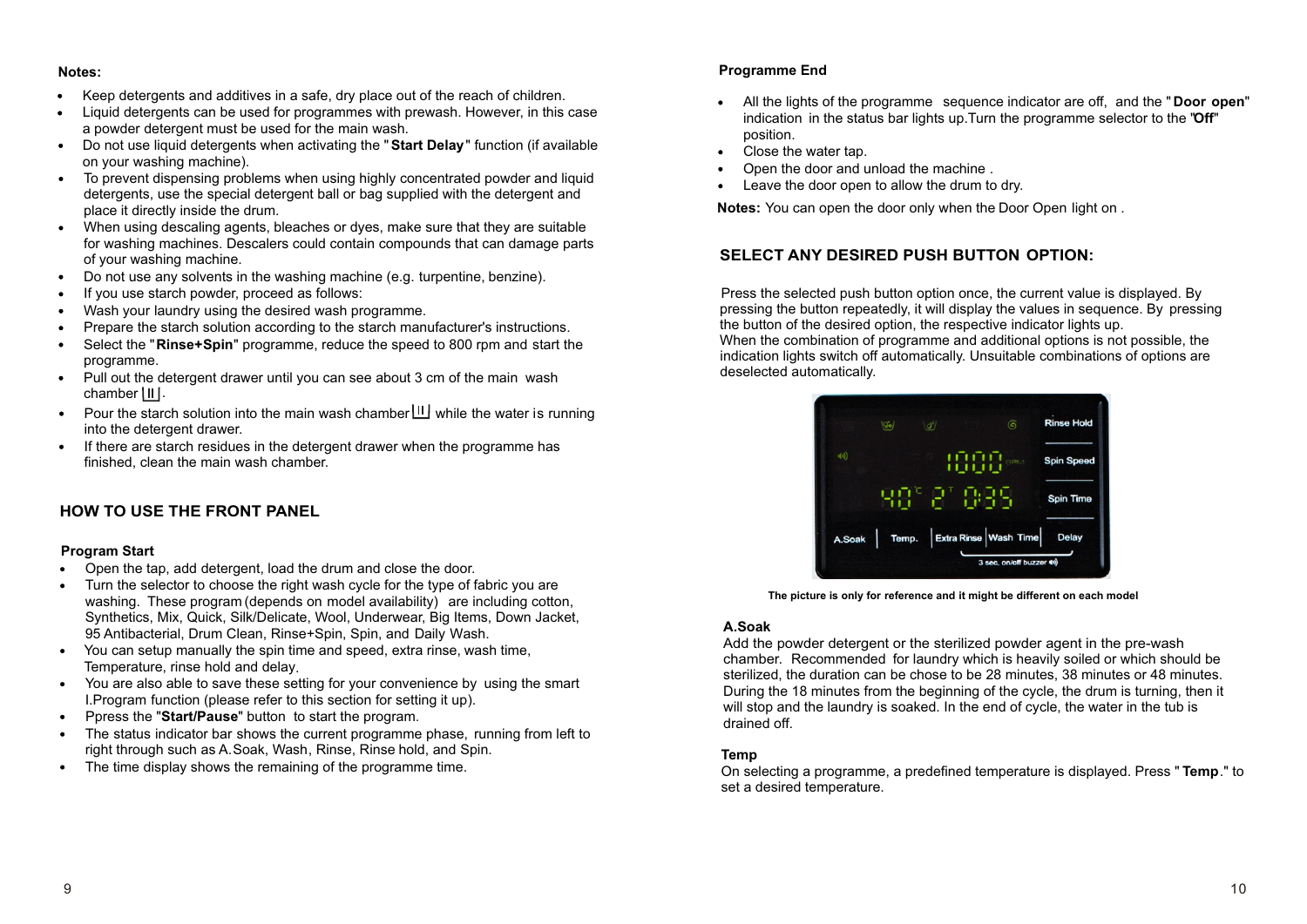**Notes:**

- Keep detergents and additives in a safe, dry place out of the reach of children.
- Liquid detergents can be used for programmes with prewash. However, in this case a powder detergent must be used for the main wash.
- Do not use liquid detergents when activating the "**Start Delay**" function (if available on your washing machine).
- To prevent dispensing problems when using highly concentrated powder and liquid detergents, use the special detergent ball or bag supplied with the detergent and place it directly inside the drum.
- When using descaling agents, bleaches or dyes, make sure that they are suitable for washing machines. Descalers could contain compounds that can damage parts of your washing machine.
- Do not use any solvents in the washing machine (e.g. turpentine, benzine).
- If you use starch powder, proceed as follows:
- Wash your laundry using the desired wash programme.
- Prepare the starch solution according to the starch manufacturer's instructions.
- Select the "**Rinse+Spin**" programme, reduce the speed to 800 rpm and start the programme.
- Pull out the detergent drawer until you can see about 3 cm of the main wash chamber II.
- Pour the starch solution into the main wash chamber II while the water is running into the detergent drawer.
- If there are starch residues in the detergent drawer when the programme has finished, clean the main wash chamber.

## HOW TO USE THE FRONT PANEL

### Program Start

- Open the tap, add detergent, load the drum and close the door.
- Turn the selector to choose the right wash cycle for the type of fabric you are washing. These program (depends on model availability) are including cotton, Synthetics, Mix, Quick, Silk/Delicate, Wool, Underwear, Big Items, Down Jacket, 95 Antibacterial, Drum Clean, Rinse+Spin, Spin, and Daily Wash.
- You can setup manually the spin time and speed, extra rinse, wash time, Temperature, rinse hold and delay.
- You are also able to save these setting for your convenience by using the smart I.Program function (please refer to this section for setting it up).
- Ppress the "**Start/Pause**" button to start the program.
- The status indicator bar shows the current programme phase, running from left to right through such as A.Soak, Wash, Rinse, Rinse hold, and Spin.
- The time display shows the remaining of the programme time.

### Programme End

- All the lights of the programme sequence indicator are off, and the "**Door open**" indication in the status bar lights up.Turn the programme selector to the "**Off**" position.
- Close the water tap.
- Open the door and unload the machine .
- Leave the door open to allow the drum to dry.

**Notes:** You can open the door only when the Door Open light on .

## SELECT ANY DESIRED PUSH BUTTON OPTION:

Press the selected push button option once, the current value is displayed. By pressing the button repeatedly, it will display the values in sequence. By pressing the button of the desired option, the respective indicator lights up.
When the combination of programme and additional options is not possible, the indication lights switch off automatically. Unsuitable combinations of options are deselected automatically.

**The picture is only for reference and it might be different on each model**

### A.Soak

Add the powder detergent or the sterilized powder agent in the pre-wash chamber. Recommended for laundry which is heavily soiled or which should be sterilized, the duration can be chose to be 28 minutes, 38 minutes or 48 minutes. During the 18 minutes from the beginning of the cycle, the drum is turning, then it will stop and the laundry is soaked. In the end of cycle, the water in the tub is drained off.

### Temp

On selecting a programme, a predefined temperature is displayed. Press "**Temp**." to set a desired temperature.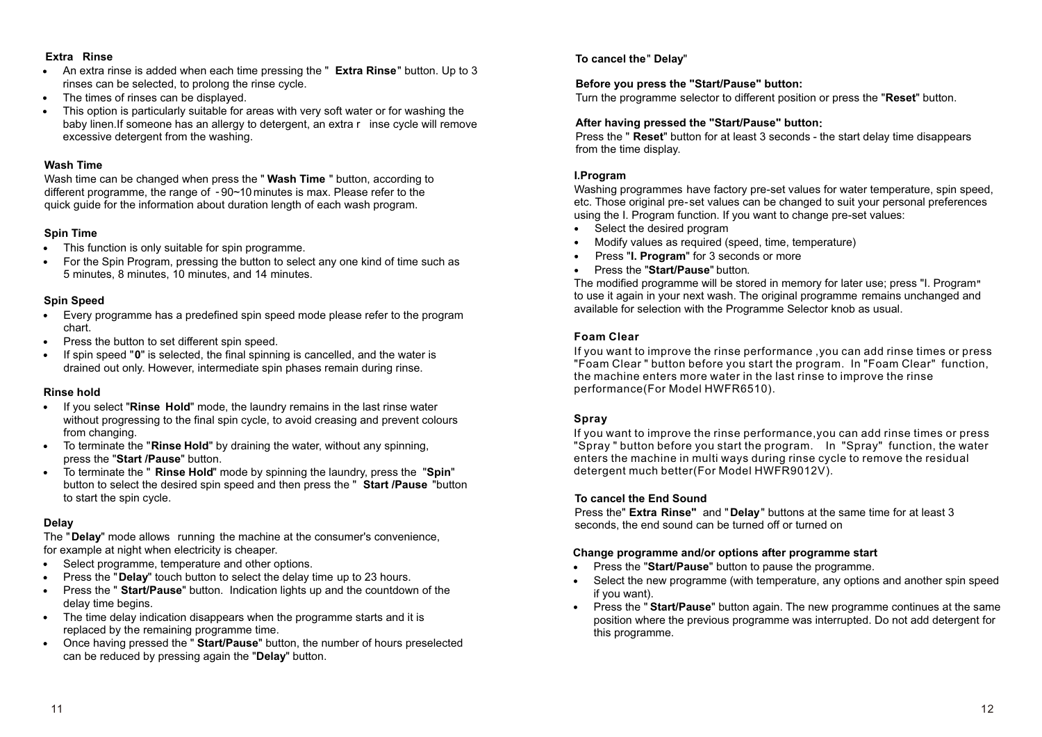### Extra Rinse

- An extra rinse is added when each time pressing the " **Extra Rinse**" button. Up to 3 rinses can be selected, to prolong the rinse cycle.
- The times of rinses can be displayed.
- This option is particularly suitable for areas with very soft water or for washing the baby linen.If someone has an allergy to detergent, an extra r inse cycle will remove excessive detergent from the washing.

### Wash Time

Wash time can be changed when press the " **Wash Time** " button, according to different programme, the range of -90~10 minutes is max. Please refer to the quick guide for the information about duration length of each wash program.

### Spin Time

- This function is only suitable for spin programme.
- For the Spin Program, pressing the button to select any one kind of time such as 5 minutes, 8 minutes, 10 minutes, and 14 minutes.

### Spin Speed

- Every programme has a predefined spin speed mode please refer to the program chart.
- Press the button to set different spin speed.
- If spin speed "**0**" is selected, the final spinning is cancelled, and the water is drained out only. However, intermediate spin phases remain during rinse.

### Rinse hold

- If you select "**Rinse Hold**" mode, the laundry remains in the last rinse water without progressing to the final spin cycle, to avoid creasing and prevent colours from changing.
- To terminate the "**Rinse Hold**" by draining the water, without any spinning, press the "**Start /Pause**" button.
- To terminate the " **Rinse Hold**" mode by spinning the laundry, press the "**Spin**" button to select the desired spin speed and then press the " **Start /Pause** "button to start the spin cycle.

### Delay

The "**Delay**" mode allows running the machine at the consumer's convenience, for example at night when electricity is cheaper.

- Select programme, temperature and other options.
- Press the "**Delay**" touch button to select the delay time up to 23 hours.
- Press the " **Start/Pause**" button. Indication lights up and the countdown of the delay time begins.
- The time delay indication disappears when the programme starts and it is replaced by the remaining programme time.
- Once having pressed the " **Start/Pause**" button, the number of hours preselected can be reduced by pressing again the "**Delay**" button.

### To cancel the" Delay"

**Before you press the "Start/Pause" button:**
Turn the programme selector to different position or press the "**Reset**" button.

**After having pressed the "Start/Pause" button:**
Press the " **Reset**" button for at least 3 seconds - the start delay time disappears from the time display.

### I.Program

Washing programmes have factory pre-set values for water temperature, spin speed, etc. Those original pre-set values can be changed to suit your personal preferences using the I. Program function. If you want to change pre-set values:

- Select the desired program
- Modify values as required (speed, time, temperature)
- Press "**I. Program**" for 3 seconds or more
- Press the "**Start/Pause**" button.

The modified programme will be stored in memory for later use; press "I. Program" to use it again in your next wash. The original programme remains unchanged and available for selection with the Programme Selector knob as usual.

### Foam Clear

If you want to improve the rinse performance ,you can add rinse times or press "Foam Clear " button before you start the program. In "Foam Clear" function, the machine enters more water in the last rinse to improve the rinse performance(For Model HWFR6510).

### Spray

If you want to improve the rinse performance,you can add rinse times or press "Spray " button before you start the program. In "Spray" function, the water enters the machine in multi ways during rinse cycle to remove the residual detergent much better(For Model HWFR9012V).

### To cancel the End Sound

Press the" **Extra Rinse"** and "**Delay**" buttons at the same time for at least 3 seconds, the end sound can be turned off or turned on

### Change programme and/or options after programme start

- Press the "**Start/Pause**" button to pause the programme.
- Select the new programme (with temperature, any options and another spin speed if you want).
- Press the " **Start/Pause**" button again. The new programme continues at the same position where the previous programme was interrupted. Do not add detergent for this programme.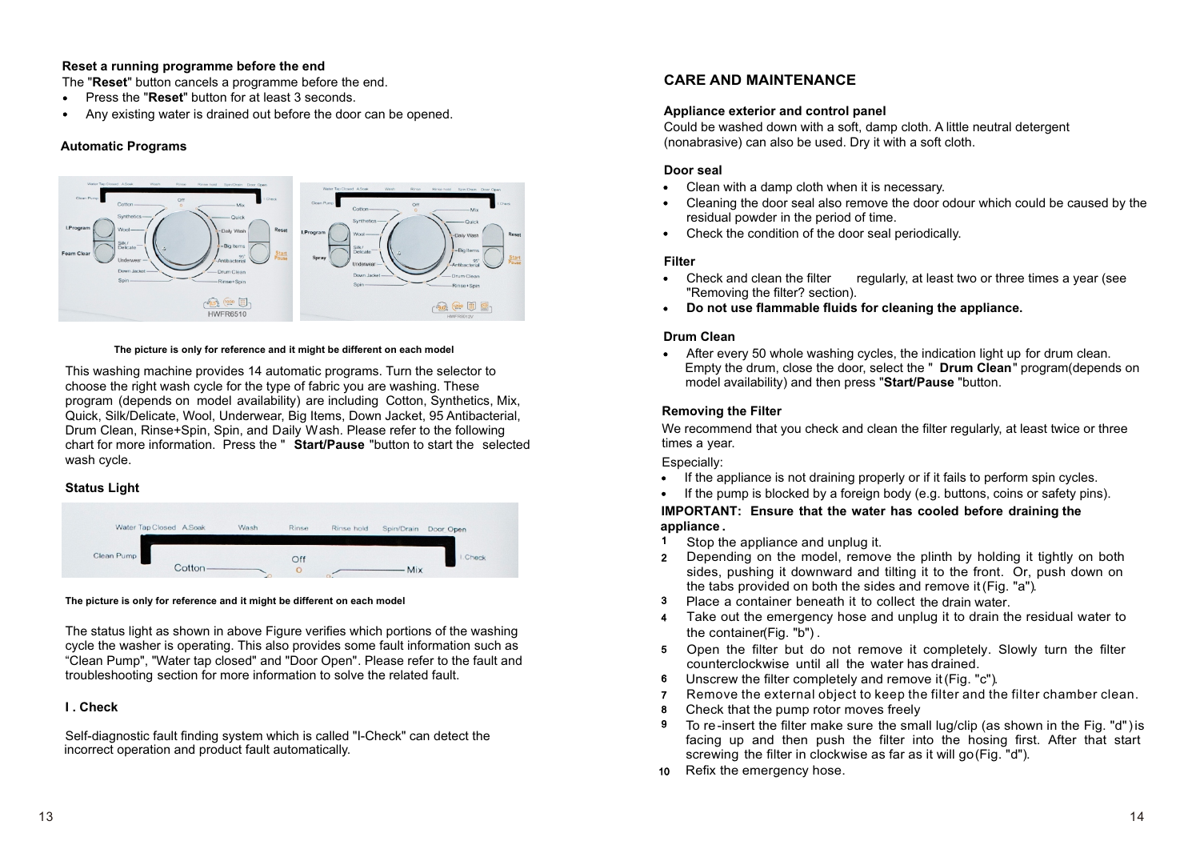**Reset a running programme before the end**

The "**Reset**" button cancels a programme before the end.

- Press the "**Reset**" button for at least 3 seconds.
- Any existing water is drained out before the door can be opened.

**Automatic Programs**

**The picture is only for reference and it might be different on each model**

This washing machine provides 14 automatic programs. Turn the selector to choose the right wash cycle for the type of fabric you are washing. These program (depends on model availability) are including Cotton, Synthetics, Mix, Quick, Silk/Delicate, Wool, Underwear, Big Items, Down Jacket, 95 Antibacterial, Drum Clean, Rinse+Spin, Spin, and Daily Wash. Please refer to the following chart for more information. Press the " **Start/Pause** "button to start the selected wash cycle.

**Status Light**

**The picture is only for reference and it might be different on each model**

The status light as shown in above Figure verifies which portions of the washing cycle the washer is operating. This also provides some fault information such as "Clean Pump", "Water tap closed" and "Door Open". Please refer to the fault and troubleshooting section for more information to solve the related fault.

**I . Check**

Self-diagnostic fault finding system which is called "I-Check" can detect the incorrect operation and product fault automatically.

## CARE AND MAINTENANCE

**Appliance exterior and control panel**

Could be washed down with a soft, damp cloth. A little neutral detergent (nonabrasive) can also be used. Dry it with a soft cloth.

**Door seal**

- Clean with a damp cloth when it is necessary.
- Cleaning the door seal also remove the door odour which could be caused by the residual powder in the period of time.
- Check the condition of the door seal periodically.

**Filter**

- Check and clean the filter regularly, at least two or three times a year (see "Removing the filter? section).
- **Do not use flammable fluids for cleaning the appliance.**

**Drum Clean**

- After every 50 whole washing cycles, the indication light up for drum clean. Empty the drum, close the door, select the " **Drum Clean**" program(depends on model availability) and then press "**Start/Pause** "button.

**Removing the Filter**

We recommend that you check and clean the filter regularly, at least twice or three times a year.

Especially:

- If the appliance is not draining properly or if it fails to perform spin cycles.
- If the pump is blocked by a foreign body (e.g. buttons, coins or safety pins).

**IMPORTANT: Ensure that the water has cooled before draining the appliance .**

1. Stop the appliance and unplug it.
2. Depending on the model, remove the plinth by holding it tightly on both sides, pushing it downward and tilting it to the front. Or, push down on the tabs provided on both the sides and remove it (Fig. "a").
3. Place a container beneath it to collect the drain water.
4. Take out the emergency hose and unplug it to drain the residual water to the container(Fig. "b") .
5. Open the filter but do not remove it completely. Slowly turn the filter counterclockwise until all the water has drained.
6. Unscrew the filter completely and remove it (Fig. "c").
7. Remove the external object to keep the filter and the filter chamber clean.
8. Check that the pump rotor moves freely
9. To re-insert the filter make sure the small lug/clip (as shown in the Fig. "d") is facing up and then push the filter into the hosing first. After that start screwing the filter in clockwise as far as it will go (Fig. "d").
10. Refix the emergency hose.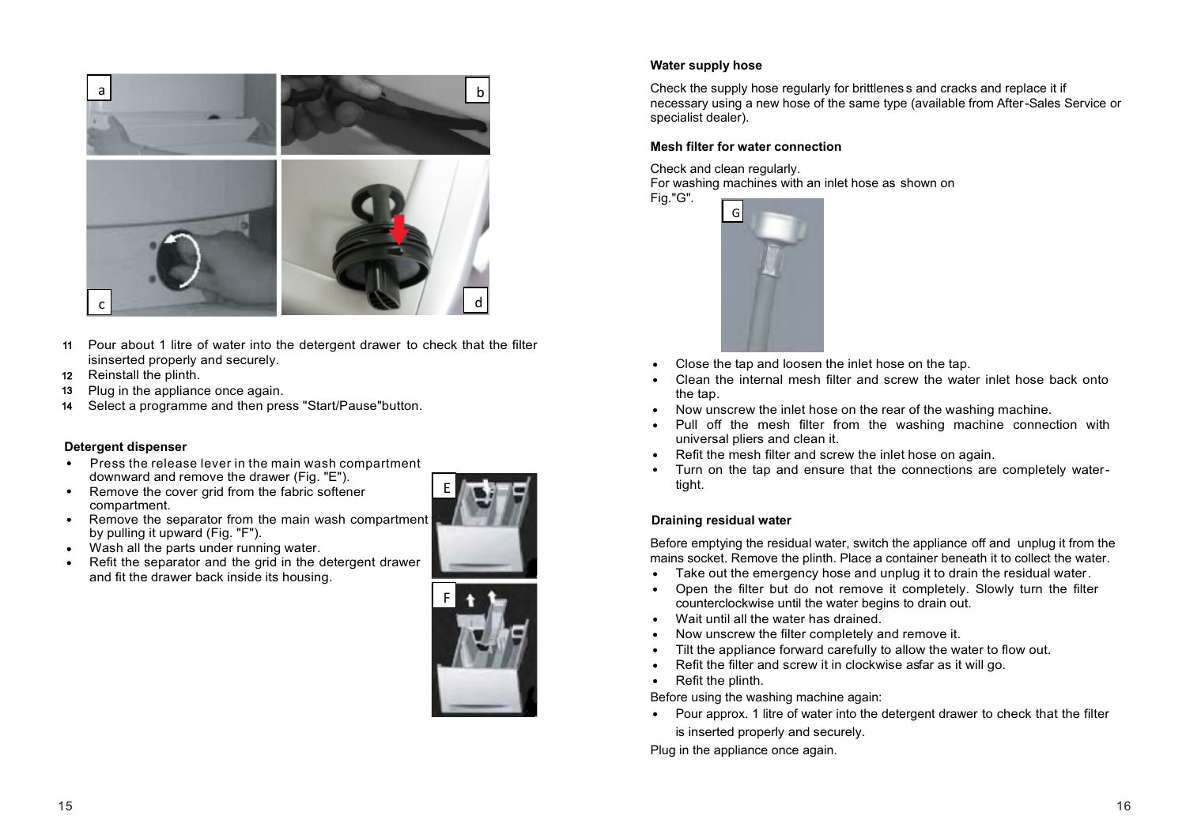11 Pour about 1 litre of water into the detergent drawer to check that the filter isinserted properly and securely.
12 Reinstall the plinth.
13 Plug in the appliance once again.
14 Select a programme and then press "Start/Pause"button.

**Detergent dispenser**

- Press the release lever in the main wash compartment downward and remove the drawer (Fig. "E").
- Remove the cover grid from the fabric softener compartment.
- Remove the separator from the main wash compartment by pulling it upward (Fig. "F").
- Wash all the parts under running water.
- Refit the separator and the grid in the detergent drawer and fit the drawer back inside its housing.

**Water supply hose**

Check the supply hose regularly for brittleness and cracks and replace it if necessary using a new hose of the same type (available from After-Sales Service or specialist dealer).

**Mesh filter for water connection**

Check and clean regularly.
For washing machines with an inlet hose as shown on Fig."G".

- Close the tap and loosen the inlet hose on the tap.
- Clean the internal mesh filter and screw the water inlet hose back onto the tap.
- Now unscrew the inlet hose on the rear of the washing machine.
- Pull off the mesh filter from the washing machine connection with universal pliers and clean it.
- Refit the mesh filter and screw the inlet hose on again.
- Turn on the tap and ensure that the connections are completely water-tight.

**Draining residual water**

Before emptying the residual water, switch the appliance off and unplug it from the mains socket. Remove the plinth. Place a container beneath it to collect the water.

- Take out the emergency hose and unplug it to drain the residual water.
- Open the filter but do not remove it completely. Slowly turn the filter counterclockwise until the water begins to drain out.
- Wait until all the water has drained.
- Now unscrew the filter completely and remove it.
- Tilt the appliance forward carefully to allow the water to flow out.
- Refit the filter and screw it in clockwise asfar as it will go.
- Refit the plinth.

Before using the washing machine again:

- Pour approx. 1 litre of water into the detergent drawer to check that the filter is inserted properly and securely.

Plug in the appliance once again.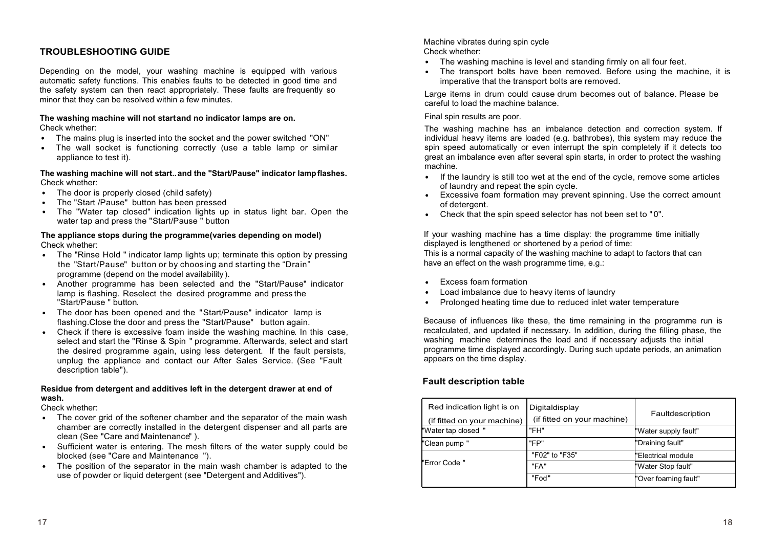## TROUBLESHOOTING GUIDE

Depending on the model, your washing machine is equipped with various automatic safety functions. This enables faults to be detected in good time and the safety system can then react appropriately. These faults are frequently so minor that they can be resolved within a few minutes.

**The washing machine will not startand no indicator lamps are on.**
Check whether:

- The mains plug is inserted into the socket and the power switched "ON"
- The wall socket is functioning correctly (use a table lamp or similar appliance to test it).

**The washing machine will not start.. and the "Start/Pause" indicator lamp flashes.**
Check whether:

- The door is properly closed (child safety)
- The "Start /Pause" button has been pressed
- The "Water tap closed" indication lights up in status light bar. Open the water tap and press the "Start/Pause " button

**The appliance stops during the programme(varies depending on model)**
Check whether:

- The "Rinse Hold " indicator lamp lights up; terminate this option by pressing the "Start/Pause" button or by choosing and starting the "Drain" programme (depend on the model availability).
- Another programme has been selected and the "Start/Pause" indicator lamp is flashing. Reselect the desired programme and press the "Start/Pause " button.
- The door has been opened and the "Start/Pause" indicator lamp is flashing.Close the door and press the "Start/Pause" button again.
- Check if there is excessive foam inside the washing machine. In this case, select and start the "Rinse & Spin " programme. Afterwards, select and start the desired programme again, using less detergent. If the fault persists, unplug the appliance and contact our After Sales Service. (See "Fault description table").

**Residue from detergent and additives left in the detergent drawer at end of wash.**
Check whether:

- The cover grid of the softener chamber and the separator of the main wash chamber are correctly installed in the detergent dispenser and all parts are clean (See "Care and Maintenance" ).
- Sufficient water is entering. The mesh filters of the water supply could be blocked (see "Care and Maintenance ").
- The position of the separator in the main wash chamber is adapted to the use of powder or liquid detergent (see "Detergent and Additives").

Machine vibrates during spin cycle
Check whether:

- The washing machine is level and standing firmly on all four feet.
- The transport bolts have been removed. Before using the machine, it is imperative that the transport bolts are removed.

Large items in drum could cause drum becomes out of balance. Please be careful to load the machine balance.

Final spin results are poor.

The washing machine has an imbalance detection and correction system. If individual heavy items are loaded (e.g. bathrobes), this system may reduce the spin speed automatically or even interrupt the spin completely if it detects too great an imbalance even after several spin starts, in order to protect the washing machine.

- If the laundry is still too wet at the end of the cycle, remove some articles of laundry and repeat the spin cycle.
- Excessive foam formation may prevent spinning. Use the correct amount of detergent.
- Check that the spin speed selector has not been set to "0".

If your washing machine has a time display: the programme time initially displayed is lengthened or shortened by a period of time:
This is a normal capacity of the washing machine to adapt to factors that can have an effect on the wash programme time, e.g.:

- Excess foam formation
- Load imbalance due to heavy items of laundry
- Prolonged heating time due to reduced inlet water temperature

Because of influences like these, the time remaining in the programme run is recalculated, and updated if necessary. In addition, during the filling phase, the washing machine determines the load and if necessary adjusts the initial programme time displayed accordingly. During such update periods, an animation appears on the time display.

### Fault description table

| Red indication light is on (if fitted on your machine) | Digitaldisplay (if fitted on your machine) | Faultdescription |
|---|---|---|
| "Water tap closed " | "FH" | "Water supply fault" |
| "Clean pump " | "FP" | "Draining fault" |
| "Error Code " | "F02" to "F35" | "Electrical module |
| | "FA" | "Water Stop fault" |
| | "Fod" | "Over foaming fault" |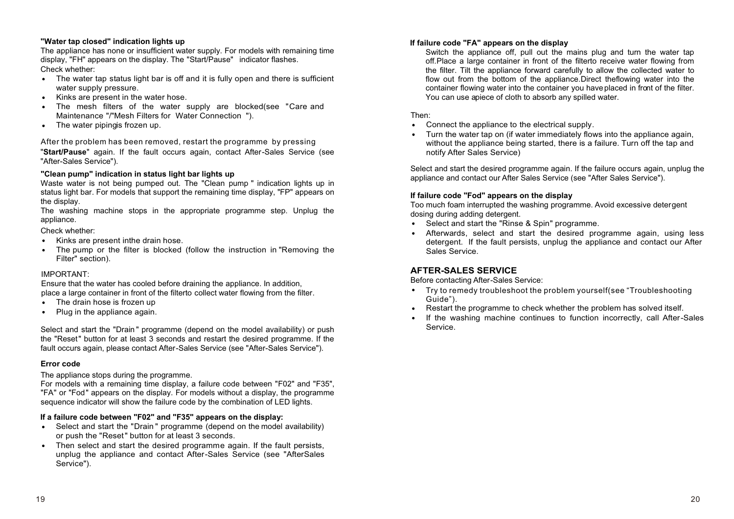**"Water tap closed" indication lights up**

The appliance has none or insufficient water supply. For models with remaining time display, "FH" appears on the display. The "Start/Pause" indicator flashes.

Check whether:

- The water tap status light bar is off and it is fully open and there is sufficient water supply pressure.
- Kinks are present in the water hose.
- The mesh filters of the water supply are blocked(see "Care and Maintenance "/"Mesh Filters for Water Connection ").
- The water pipingis frozen up.

After the problem has been removed, restart the programme by pressing "**Start/Pause**" again. If the fault occurs again, contact After-Sales Service (see "After-Sales Service").

**"Clean pump" indication in status light bar lights up**

Waste water is not being pumped out. The "Clean pump " indication lights up in status light bar. For models that support the remaining time display, "FP" appears on the display.

The washing machine stops in the appropriate programme step. Unplug the appliance.

Check whether:

- Kinks are present inthe drain hose.
- The pump or the filter is blocked (follow the instruction in "Removing the Filter" section).

IMPORTANT:

Ensure that the water has cooled before draining the appliance. In addition, place a large container in front of the filterto collect water flowing from the filter.

- The drain hose is frozen up
- Plug in the appliance again.

Select and start the "Drain" programme (depend on the model availability) or push the "Reset" button for at least 3 seconds and restart the desired programme. If the fault occurs again, please contact After-Sales Service (see "After-Sales Service").

**Error code**

The appliance stops during the programme.

For models with a remaining time display, a failure code between "F02" and "F35", "FA" or "Fod" appears on the display. For models without a display, the programme sequence indicator will show the failure code by the combination of LED lights.

**If a failure code between "F02" and "F35" appears on the display:**

- Select and start the "Drain" programme (depend on the model availability) or push the "Reset" button for at least 3 seconds.
- Then select and start the desired programme again. If the fault persists, unplug the appliance and contact After-Sales Service (see "AfterSales Service").

**If failure code "FA" appears on the display**

Switch the appliance off, pull out the mains plug and turn the water tap off.Place a large container in front of the filterto receive water flowing from the filter. Tilt the appliance forward carefully to allow the collected water to flow out from the bottom of the appliance.Direct theflowing water into the container flowing water into the container you haveplaced in front of the filter. You can use apiece of cloth to absorb any spilled water.

Then:

- Connect the appliance to the electrical supply.
- Turn the water tap on (if water immediately flows into the appliance again, without the appliance being started, there is a failure. Turn off the tap and notify After Sales Service)

Select and start the desired programme again. If the failure occurs again, unplug the appliance and contact our After Sales Service (see "After Sales Service").

**If failure code "Fod" appears on the display**

Too much foam interrupted the washing programme. Avoid excessive detergent dosing during adding detergent.

- Select and start the "Rinse & Spin" programme.
- Afterwards, select and start the desired programme again, using less detergent. If the fault persists, unplug the appliance and contact our After Sales Service.

## AFTER-SALES SERVICE

Before contacting After-Sales Service:

- Try to remedy troubleshoot the problem yourself(see “Troubleshooting Guide”).
- Restart the programme to check whether the problem has solved itself.
- If the washing machine continues to function incorrectly, call After-Sales Service.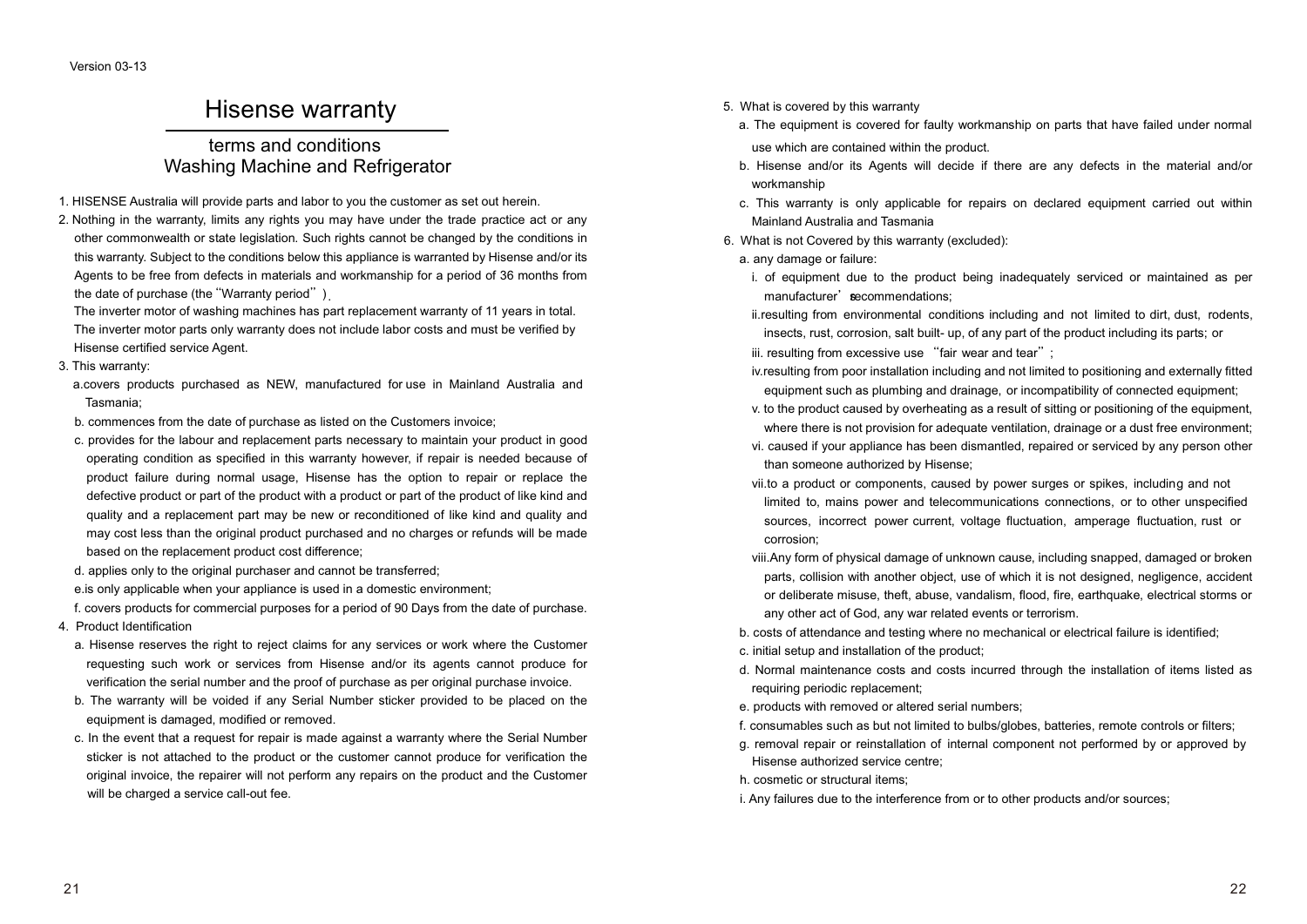Version 03-13

# Hisense warranty

## terms and conditions
## Washing Machine and Refrigerator

1. HISENSE Australia will provide parts and labor to you the customer as set out herein.
2. Nothing in the warranty, limits any rights you may have under the trade practice act or any other commonwealth or state legislation. Such rights cannot be changed by the conditions in this warranty. Subject to the conditions below this appliance is warranted by Hisense and/or its Agents to be free from defects in materials and workmanship for a period of 36 months from the date of purchase (the "Warranty period").

   The inverter motor of washing machines has part replacement warranty of 11 years in total. The inverter motor parts only warranty does not include labor costs and must be verified by Hisense certified service Agent.
3. This warranty:
   a. covers products purchased as NEW, manufactured for use in Mainland Australia and Tasmania;
   b. commences from the date of purchase as listed on the Customers invoice;
   c. provides for the labour and replacement parts necessary to maintain your product in good operating condition as specified in this warranty however, if repair is needed because of product failure during normal usage, Hisense has the option to repair or replace the defective product or part of the product with a product or part of the product of like kind and quality and a replacement part may be new or reconditioned of like kind and quality and may cost less than the original product purchased and no charges or refunds will be made based on the replacement product cost difference;
   d. applies only to the original purchaser and cannot be transferred;
   e. is only applicable when your appliance is used in a domestic environment;
   f. covers products for commercial purposes for a period of 90 Days from the date of purchase.
4. Product Identification
   a. Hisense reserves the right to reject claims for any services or work where the Customer requesting such work or services from Hisense and/or its agents cannot produce for verification the serial number and the proof of purchase as per original purchase invoice.
   b. The warranty will be voided if any Serial Number sticker provided to be placed on the equipment is damaged, modified or removed.
   c. In the event that a request for repair is made against a warranty where the Serial Number sticker is not attached to the product or the customer cannot produce for verification the original invoice, the repairer will not perform any repairs on the product and the Customer will be charged a service call-out fee.
5. What is covered by this warranty
   a. The equipment is covered for faulty workmanship on parts that have failed under normal use which are contained within the product.
   b. Hisense and/or its Agents will decide if there are any defects in the material and/or workmanship
   c. This warranty is only applicable for repairs on declared equipment carried out within Mainland Australia and Tasmania
6. What is not Covered by this warranty (excluded):
   a. any damage or failure:
      i. of equipment due to the product being inadequately serviced or maintained as per manufacturer's recommendations;
      ii. resulting from environmental conditions including and not limited to dirt, dust, rodents, insects, rust, corrosion, salt built- up, of any part of the product including its parts; or
      iii. resulting from excessive use "fair wear and tear";
      iv. resulting from poor installation including and not limited to positioning and externally fitted equipment such as plumbing and drainage, or incompatibility of connected equipment;
      v. to the product caused by overheating as a result of sitting or positioning of the equipment, where there is not provision for adequate ventilation, drainage or a dust free environment;
      vi. caused if your appliance has been dismantled, repaired or serviced by any person other than someone authorized by Hisense;
      vii. to a product or components, caused by power surges or spikes, including and not limited to, mains power and telecommunications connections, or to other unspecified sources, incorrect power current, voltage fluctuation, amperage fluctuation, rust or corrosion;
      viii. Any form of physical damage of unknown cause, including snapped, damaged or broken parts, collision with another object, use of which it is not designed, negligence, accident or deliberate misuse, theft, abuse, vandalism, flood, fire, earthquake, electrical storms or any other act of God, any war related events or terrorism.
   b. costs of attendance and testing where no mechanical or electrical failure is identified;
   c. initial setup and installation of the product;
   d. Normal maintenance costs and costs incurred through the installation of items listed as requiring periodic replacement;
   e. products with removed or altered serial numbers;
   f. consumables such as but not limited to bulbs/globes, batteries, remote controls or filters;
   g. removal repair or reinstallation of internal component not performed by or approved by Hisense authorized service centre;
   h. cosmetic or structural items;
   i. Any failures due to the interference from or to other products and/or sources;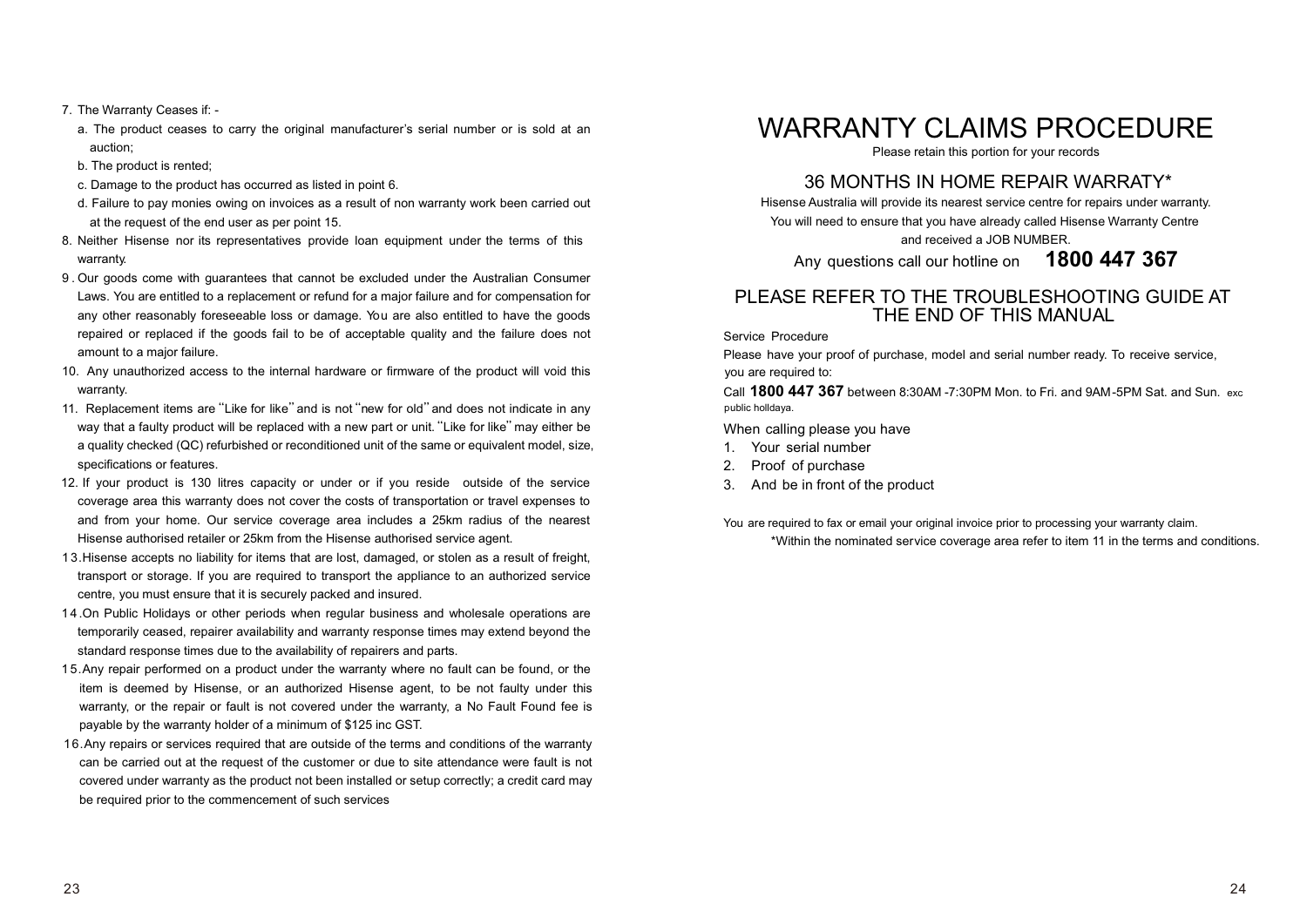7. The Warranty Ceases if: -
   a. The product ceases to carry the original manufacturer's serial number or is sold at an auction;
   b. The product is rented;
   c. Damage to the product has occurred as listed in point 6.
   d. Failure to pay monies owing on invoices as a result of non warranty work been carried out at the request of the end user as per point 15.
8. Neither Hisense nor its representatives provide loan equipment under the terms of this warranty.
9. Our goods come with guarantees that cannot be excluded under the Australian Consumer Laws. You are entitled to a replacement or refund for a major failure and for compensation for any other reasonably foreseeable loss or damage. You are also entitled to have the goods repaired or replaced if the goods fail to be of acceptable quality and the failure does not amount to a major failure.
10. Any unauthorized access to the internal hardware or firmware of the product will void this warranty.
11. Replacement items are "Like for like" and is not "new for old" and does not indicate in any way that a faulty product will be replaced with a new part or unit. "Like for like" may either be a quality checked (QC) refurbished or reconditioned unit of the same or equivalent model, size, specifications or features.
12. If your product is 130 litres capacity or under or if you reside outside of the service coverage area this warranty does not cover the costs of transportation or travel expenses to and from your home. Our service coverage area includes a 25km radius of the nearest Hisense authorised retailer or 25km from the Hisense authorised service agent.
13. Hisense accepts no liability for items that are lost, damaged, or stolen as a result of freight, transport or storage. If you are required to transport the appliance to an authorized service centre, you must ensure that it is securely packed and insured.
14. On Public Holidays or other periods when regular business and wholesale operations are temporarily ceased, repairer availability and warranty response times may extend beyond the standard response times due to the availability of repairers and parts.
15. Any repair performed on a product under the warranty where no fault can be found, or the item is deemed by Hisense, or an authorized Hisense agent, to be not faulty under this warranty, or the repair or fault is not covered under the warranty, a No Fault Found fee is payable by the warranty holder of a minimum of $125 inc GST.
16. Any repairs or services required that are outside of the terms and conditions of the warranty can be carried out at the request of the customer or due to site attendance were fault is not covered under warranty as the product not been installed or setup correctly; a credit card may be required prior to the commencement of such services

# WARRANTY CLAIMS PROCEDURE

Please retain this portion for your records

## 36 MONTHS IN HOME REPAIR WARRATY*

Hisense Australia will provide its nearest service centre for repairs under warranty.
You will need to ensure that you have already called Hisense Warranty Centre and received a JOB NUMBER.

Any questions call our hotline on **1800 447 367**

## PLEASE REFER TO THE TROUBLESHOOTING GUIDE AT THE END OF THIS MANUAL

Service Procedure

Please have your proof of purchase, model and serial number ready. To receive service, you are required to:

Call **1800 447 367** between 8:30AM -7:30PM Mon. to Fri. and 9AM-5PM Sat. and Sun. exc public holldaya.

When calling please you have

1. Your serial number
2. Proof of purchase
3. And be in front of the product

You are required to fax or email your original invoice prior to processing your warranty claim.

*Within the nominated service coverage area refer to item 11 in the terms and conditions.